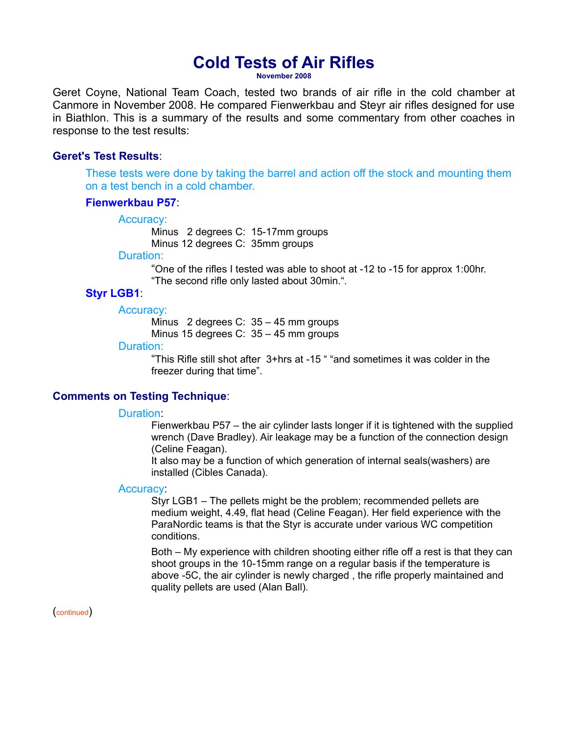# Cold Tests of Air Rifles

**November 2008**

Geret Coyne, National Team Coach, tested two brands of air rifle in the cold chamber at Canmore in November 2008. He compared Fienwerkbau and Steyr air rifles designed for use in Biathlon. This is a summary of the results and some commentary from other coaches in response to the test results:

## Geret's Test Results:

These tests were done by taking the barrel and action off the stock and mounting them on a test bench in a cold chamber.

### Fienwerkbau P57:

**Accuracy:**

Minus 2 degrees C: 15-17mm groups
Minus 12 degrees C: 35mm groups

**Duration:**

“One of the rifles I tested was able to shoot at -12 to -15 for approx 1:00hr.
“The second rifle only lasted about 30min.“.

### Styr LGB1:

**Accuracy:**

Minus 2 degrees C: 35 – 45 mm groups
Minus 15 degrees C: 35 – 45 mm groups

**Duration:**

“This Rifle still shot after 3+hrs at -15 “ “and sometimes it was colder in the freezer during that time”.

## Comments on Testing Technique:

**Duration:**

Fienwerkbau P57 – the air cylinder lasts longer if it is tightened with the supplied wrench (Dave Bradley). Air leakage may be a function of the connection design (Celine Feagan).
It also may be a function of which generation of internal seals(washers) are installed (Cibles Canada).

**Accuracy:**

Styr LGB1 – The pellets might be the problem; recommended pellets are medium weight, 4.49, flat head (Celine Feagan). Her field experience with the ParaNordic teams is that the Styr is accurate under various WC competition conditions.

Both – My experience with children shooting either rifle off a rest is that they can shoot groups in the 10-15mm range on a regular basis if the temperature is above -5C, the air cylinder is newly charged , the rifle properly maintained and quality pellets are used (Alan Ball).

(continued)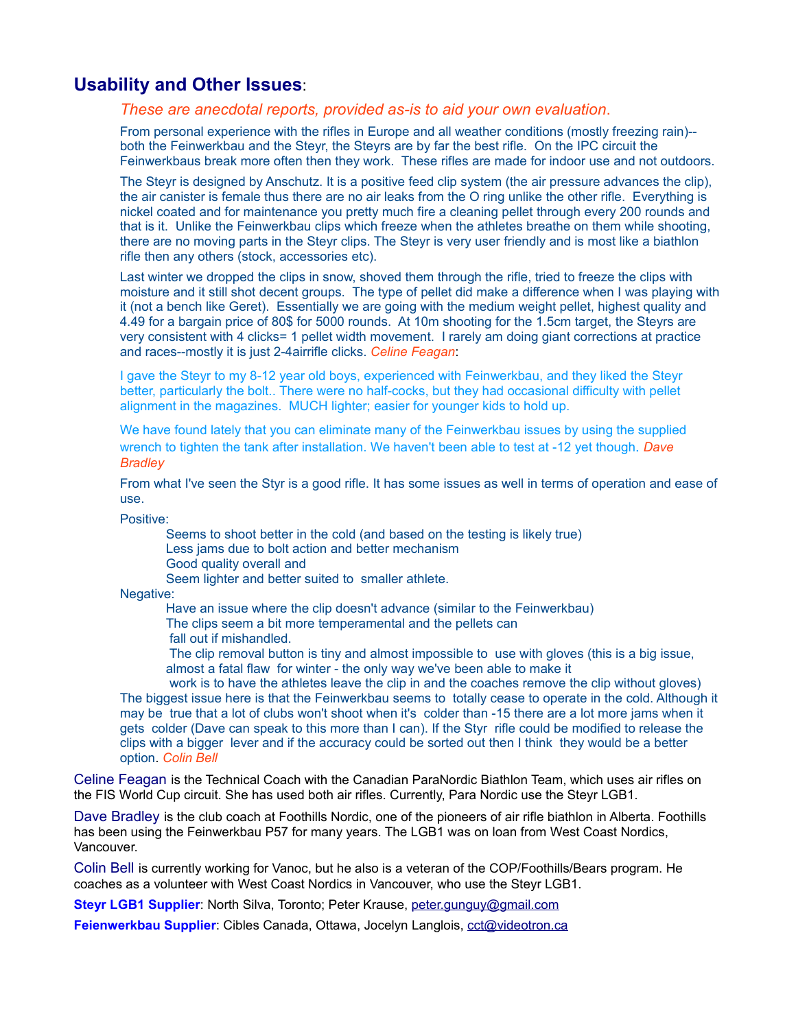## Usability and Other Issues:

*These are anecdotal reports, provided as-is to aid your own evaluation.*

From personal experience with the rifles in Europe and all weather conditions (mostly freezing rain)--both the Feinwerkbau and the Steyr, the Steyrs are by far the best rifle. On the IPC circuit the Feinwerkbaus break more often then they work. These rifles are made for indoor use and not outdoors.

The Steyr is designed by Anschutz. It is a positive feed clip system (the air pressure advances the clip), the air canister is female thus there are no air leaks from the O ring unlike the other rifle. Everything is nickel coated and for maintenance you pretty much fire a cleaning pellet through every 200 rounds and that is it. Unlike the Feinwerkbau clips which freeze when the athletes breathe on them while shooting, there are no moving parts in the Steyr clips. The Steyr is very user friendly and is most like a biathlon rifle then any others (stock, accessories etc).

Last winter we dropped the clips in snow, shoved them through the rifle, tried to freeze the clips with moisture and it still shot decent groups. The type of pellet did make a difference when I was playing with it (not a bench like Geret). Essentially we are going with the medium weight pellet, highest quality and 4.49 for a bargain price of 80$ for 5000 rounds. At 10m shooting for the 1.5cm target, the Steyrs are very consistent with 4 clicks= 1 pellet width movement. I rarely am doing giant corrections at practice and races--mostly it is just 2-4airrifle clicks. *Celine Feagan*:

I gave the Steyr to my 8-12 year old boys, experienced with Feinwerkbau, and they liked the Steyr better, particularly the bolt.. There were no half-cocks, but they had occasional difficulty with pellet alignment in the magazines. MUCH lighter; easier for younger kids to hold up.

We have found lately that you can eliminate many of the Feinwerkbau issues by using the supplied wrench to tighten the tank after installation. We haven't been able to test at -12 yet though. *Dave Bradley*

From what I've seen the Styr is a good rifle. It has some issues as well in terms of operation and ease of use.

Positive:

- Seems to shoot better in the cold (and based on the testing is likely true)
- Less jams due to bolt action and better mechanism
- Good quality overall and
- Seem lighter and better suited to smaller athlete.

Negative:

- Have an issue where the clip doesn't advance (similar to the Feinwerkbau)
- The clips seem a bit more temperamental and the pellets can fall out if mishandled.
- The clip removal button is tiny and almost impossible to use with gloves (this is a big issue, almost a fatal flaw for winter - the only way we've been able to make it work is to have the athletes leave the clip in and the coaches remove the clip without gloves)

The biggest issue here is that the Feinwerkbau seems to totally cease to operate in the cold. Although it may be true that a lot of clubs won't shoot when it's colder than -15 there are a lot more jams when it gets colder (Dave can speak to this more than I can). If the Styr rifle could be modified to release the clips with a bigger lever and if the accuracy could be sorted out then I think they would be a better option. *Colin Bell*

Celine Feagan is the Technical Coach with the Canadian ParaNordic Biathlon Team, which uses air rifles on the FIS World Cup circuit. She has used both air rifles. Currently, Para Nordic use the Steyr LGB1.

Dave Bradley is the club coach at Foothills Nordic, one of the pioneers of air rifle biathlon in Alberta. Foothills has been using the Feinwerkbau P57 for many years. The LGB1 was on loan from West Coast Nordics, Vancouver.

Colin Bell is currently working for Vanoc, but he also is a veteran of the COP/Foothills/Bears program. He coaches as a volunteer with West Coast Nordics in Vancouver, who use the Steyr LGB1.

**Steyr LGB1 Supplier**: North Silva, Toronto; Peter Krause, peter.gunguy@gmail.com

**Feienwerkbau Supplier**: Cibles Canada, Ottawa, Jocelyn Langlois, cct@videotron.ca